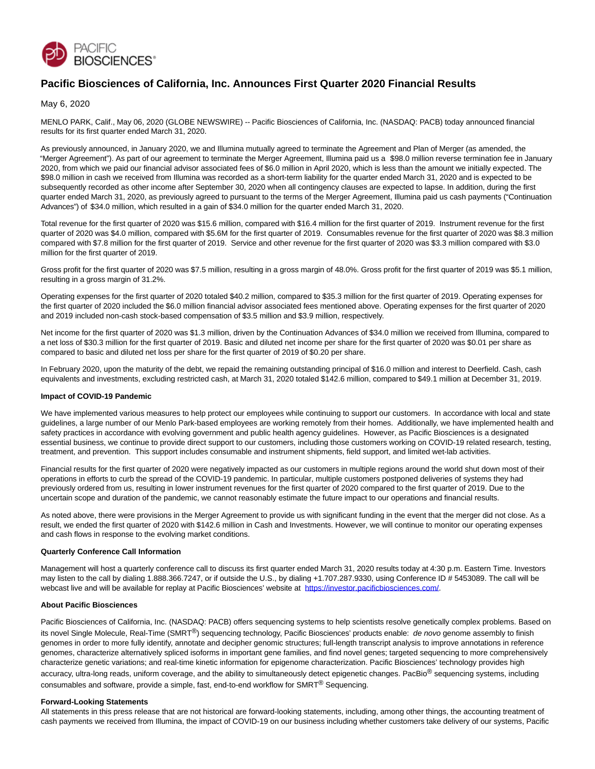# Pacific Biosciences of California, Inc. Announces First Quarter 2020 Financial Results

May 6, 2020

MENLO PARK, Calif., May 06, 2020 (GLOBE NEWSWIRE) -- Pacific Biosciences of California, Inc. (NASDAQ: PACB) today announced financial results for its first quarter ended March 31, 2020.

As previously announced, in January 2020, we and Illumina mutually agreed to terminate the Agreement and Plan of Merger (as amended, the "Merger Agreement"). As part of our agreement to terminate the Merger Agreement, Illumina paid us a $98.0 million reverse termination fee in January 2020, from which we paid our financial advisor associated fees of $6.0 million in April 2020, which is less than the amount we initially expected. The $98.0 million in cash we received from Illumina was recorded as a short-term liability for the quarter ended March 31, 2020 and is expected to be subsequently recorded as other income after September 30, 2020 when all contingency clauses are expected to lapse. In addition, during the first quarter ended March 31, 2020, as previously agreed to pursuant to the terms of the Merger Agreement, Illumina paid us cash payments ("Continuation Advances") of $34.0 million, which resulted in a gain of $34.0 million for the quarter ended March 31, 2020.

Total revenue for the first quarter of 2020 was $15.6 million, compared with $16.4 million for the first quarter of 2019. Instrument revenue for the first quarter of 2020 was $4.0 million, compared with $5.6M for the first quarter of 2019. Consumables revenue for the first quarter of 2020 was $8.3 million compared with $7.8 million for the first quarter of 2019. Service and other revenue for the first quarter of 2020 was $3.3 million compared with $3.0 million for the first quarter of 2019.

Gross profit for the first quarter of 2020 was $7.5 million, resulting in a gross margin of 48.0%. Gross profit for the first quarter of 2019 was $5.1 million, resulting in a gross margin of 31.2%.

Operating expenses for the first quarter of 2020 totaled $40.2 million, compared to $35.3 million for the first quarter of 2019. Operating expenses for the first quarter of 2020 included the $6.0 million financial advisor associated fees mentioned above. Operating expenses for the first quarter of 2020 and 2019 included non-cash stock-based compensation of $3.5 million and $3.9 million, respectively.

Net income for the first quarter of 2020 was $1.3 million, driven by the Continuation Advances of $34.0 million we received from Illumina, compared to a net loss of $30.3 million for the first quarter of 2019. Basic and diluted net income per share for the first quarter of 2020 was $0.01 per share as compared to basic and diluted net loss per share for the first quarter of 2019 of $0.20 per share.

In February 2020, upon the maturity of the debt, we repaid the remaining outstanding principal of $16.0 million and interest to Deerfield. Cash, cash equivalents and investments, excluding restricted cash, at March 31, 2020 totaled $142.6 million, compared to $49.1 million at December 31, 2019.

**Impact of COVID-19 Pandemic**

We have implemented various measures to help protect our employees while continuing to support our customers. In accordance with local and state guidelines, a large number of our Menlo Park-based employees are working remotely from their homes. Additionally, we have implemented health and safety practices in accordance with evolving government and public health agency guidelines. However, as Pacific Biosciences is a designated essential business, we continue to provide direct support to our customers, including those customers working on COVID-19 related research, testing, treatment, and prevention. This support includes consumable and instrument shipments, field support, and limited wet-lab activities.

Financial results for the first quarter of 2020 were negatively impacted as our customers in multiple regions around the world shut down most of their operations in efforts to curb the spread of the COVID-19 pandemic. In particular, multiple customers postponed deliveries of systems they had previously ordered from us, resulting in lower instrument revenues for the first quarter of 2020 compared to the first quarter of 2019. Due to the uncertain scope and duration of the pandemic, we cannot reasonably estimate the future impact to our operations and financial results.

As noted above, there were provisions in the Merger Agreement to provide us with significant funding in the event that the merger did not close. As a result, we ended the first quarter of 2020 with $142.6 million in Cash and Investments. However, we will continue to monitor our operating expenses and cash flows in response to the evolving market conditions.

**Quarterly Conference Call Information**

Management will host a quarterly conference call to discuss its first quarter ended March 31, 2020 results today at 4:30 p.m. Eastern Time. Investors may listen to the call by dialing 1.888.366.7247, or if outside the U.S., by dialing +1.707.287.9330, using Conference ID # 5453089. The call will be webcast live and will be available for replay at Pacific Biosciences' website at https://investor.pacificbiosciences.com/.

**About Pacific Biosciences**

Pacific Biosciences of California, Inc. (NASDAQ: PACB) offers sequencing systems to help scientists resolve genetically complex problems. Based on its novel Single Molecule, Real-Time (SMRT®) sequencing technology, Pacific Biosciences' products enable: *de novo* genome assembly to finish genomes in order to more fully identify, annotate and decipher genomic structures; full-length transcript analysis to improve annotations in reference genomes, characterize alternatively spliced isoforms in important gene families, and find novel genes; targeted sequencing to more comprehensively characterize genetic variations; and real-time kinetic information for epigenome characterization. Pacific Biosciences' technology provides high accuracy, ultra-long reads, uniform coverage, and the ability to simultaneously detect epigenetic changes. PacBio® sequencing systems, including consumables and software, provide a simple, fast, end-to-end workflow for SMRT® Sequencing.

**Forward-Looking Statements**

All statements in this press release that are not historical are forward-looking statements, including, among other things, the accounting treatment of cash payments we received from Illumina, the impact of COVID-19 on our business including whether customers take delivery of our systems, Pacific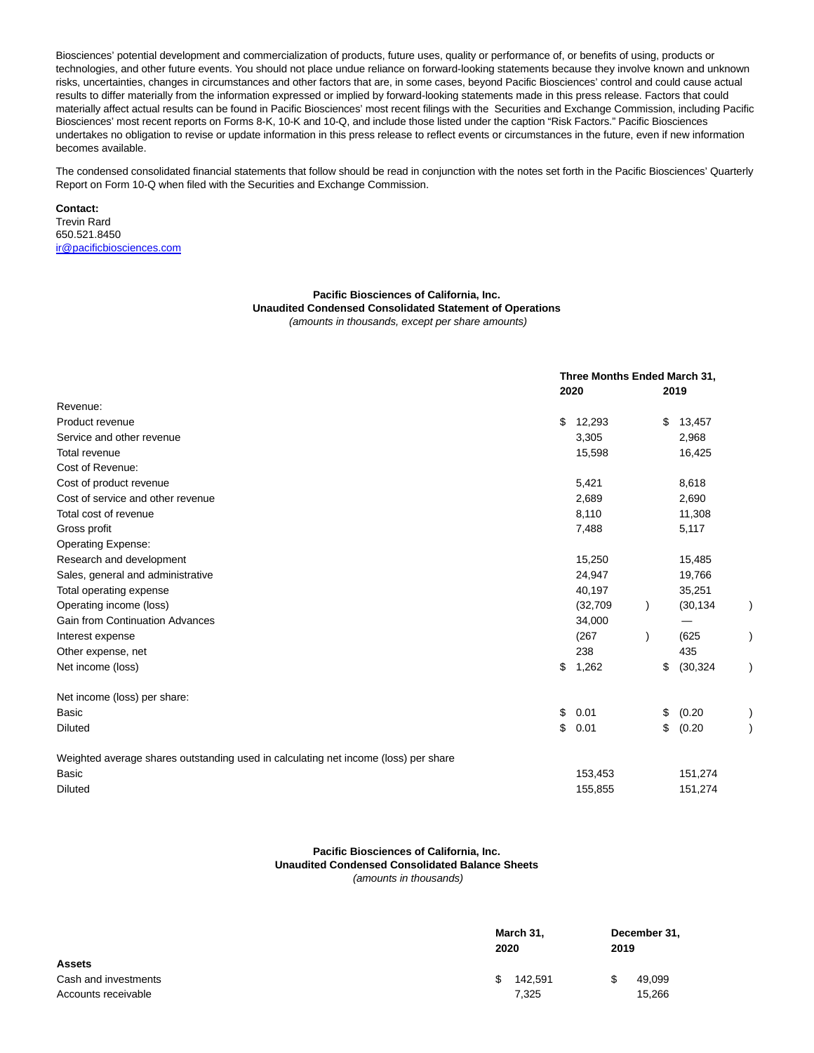Biosciences' potential development and commercialization of products, future uses, quality or performance of, or benefits of using, products or technologies, and other future events. You should not place undue reliance on forward-looking statements because they involve known and unknown risks, uncertainties, changes in circumstances and other factors that are, in some cases, beyond Pacific Biosciences' control and could cause actual results to differ materially from the information expressed or implied by forward-looking statements made in this press release. Factors that could materially affect actual results can be found in Pacific Biosciences' most recent filings with the Securities and Exchange Commission, including Pacific Biosciences' most recent reports on Forms 8-K, 10-K and 10-Q, and include those listed under the caption "Risk Factors." Pacific Biosciences undertakes no obligation to revise or update information in this press release to reflect events or circumstances in the future, even if new information becomes available.

The condensed consolidated financial statements that follow should be read in conjunction with the notes set forth in the Pacific Biosciences' Quarterly Report on Form 10-Q when filed with the Securities and Exchange Commission.

**Contact:**
Trevin Rard
650.521.8450
ir@pacificbiosciences.com

**Pacific Biosciences of California, Inc.**
**Unaudited Condensed Consolidated Statement of Operations**
*(amounts in thousands, except per share amounts)*

| | Three Months Ended March 31, | |
|---|---|---|
| | 2020 | 2019 |
| Revenue: | | |
| Product revenue | $ 12,293 | $ 13,457 |
| Service and other revenue | 3,305 | 2,968 |
| Total revenue | 15,598 | 16,425 |
| Cost of Revenue: | | |
| Cost of product revenue | 5,421 | 8,618 |
| Cost of service and other revenue | 2,689 | 2,690 |
| Total cost of revenue | 8,110 | 11,308 |
| Gross profit | 7,488 | 5,117 |
| Operating Expense: | | |
| Research and development | 15,250 | 15,485 |
| Sales, general and administrative | 24,947 | 19,766 |
| Total operating expense | 40,197 | 35,251 |
| Operating income (loss) | (32,709) | (30,134) |
| Gain from Continuation Advances | 34,000 | — |
| Interest expense | (267) | (625) |
| Other expense, net | 238 | 435 |
| Net income (loss) | $ 1,262 | $ (30,324) |
| | | |
| Net income (loss) per share: | | |
| Basic | $ 0.01 | $ (0.20) |
| Diluted | $ 0.01 | $ (0.20) |
| | | |
| Weighted average shares outstanding used in calculating net income (loss) per share | | |
| Basic | 153,453 | 151,274 |
| Diluted | 155,855 | 151,274 |

**Pacific Biosciences of California, Inc.**
**Unaudited Condensed Consolidated Balance Sheets**
*(amounts in thousands)*

| | March 31, 2020 | December 31, 2019 |
|---|---|---|
| **Assets** | | |
| Cash and investments | $ 142,591 | $ 49,099 |
| Accounts receivable | 7,325 | 15,266 |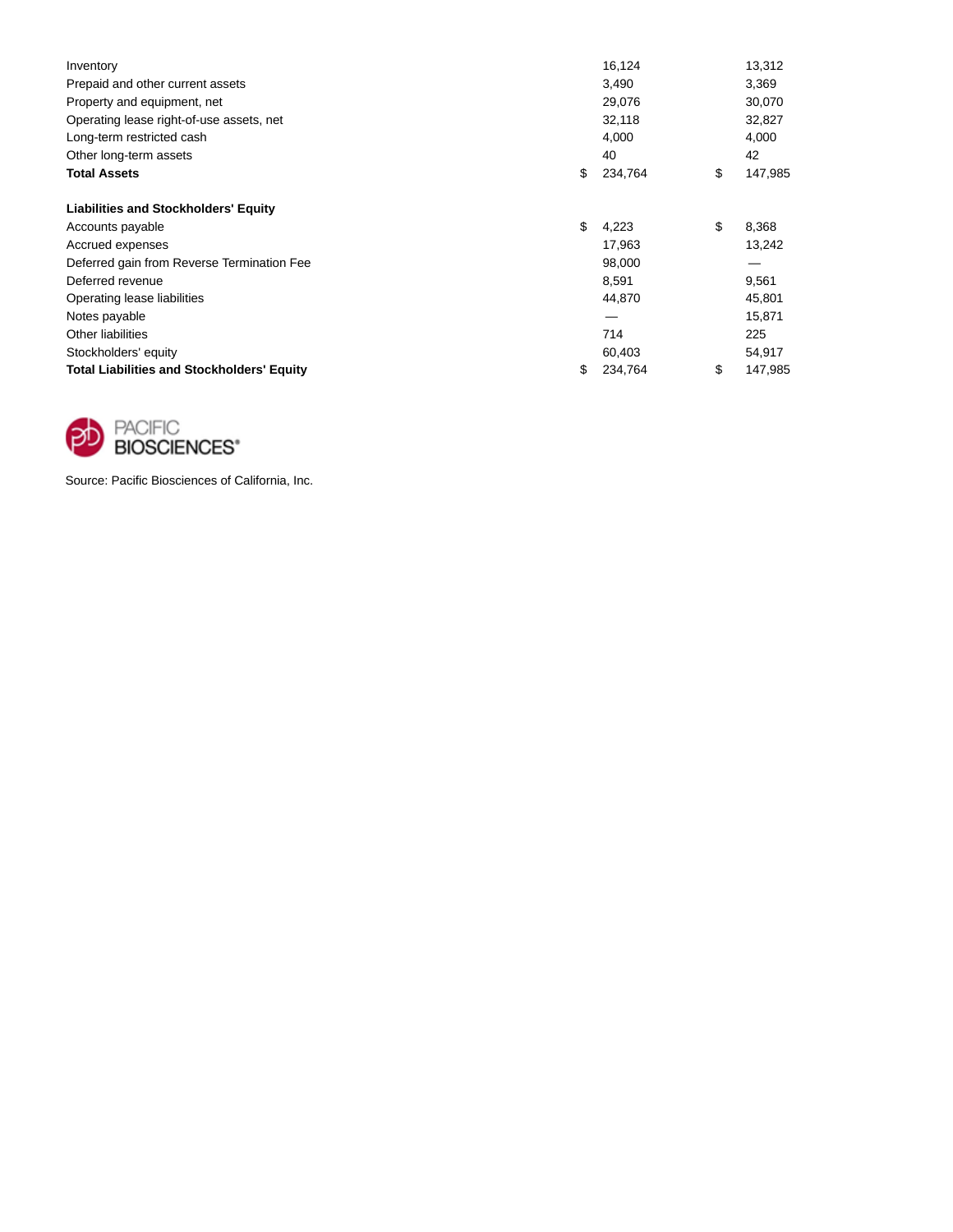| | | |
|---|---|---|
| Inventory | 16,124 | 13,312 |
| Prepaid and other current assets | 3,490 | 3,369 |
| Property and equipment, net | 29,076 | 30,070 |
| Operating lease right-of-use assets, net | 32,118 | 32,827 |
| Long-term restricted cash | 4,000 | 4,000 |
| Other long-term assets | 40 | 42 |
| **Total Assets** | $ 234,764 | $ 147,985 |
| | | |
| **Liabilities and Stockholders' Equity** | | |
| Accounts payable | $ 4,223 | $ 8,368 |
| Accrued expenses | 17,963 | 13,242 |
| Deferred gain from Reverse Termination Fee | 98,000 | — |
| Deferred revenue | 8,591 | 9,561 |
| Operating lease liabilities | 44,870 | 45,801 |
| Notes payable | — | 15,871 |
| Other liabilities | 714 | 225 |
| Stockholders' equity | 60,403 | 54,917 |
| **Total Liabilities and Stockholders' Equity** | $ 234,764 | $ 147,985 |

PACIFIC BIOSCIENCES®

Source: Pacific Biosciences of California, Inc.